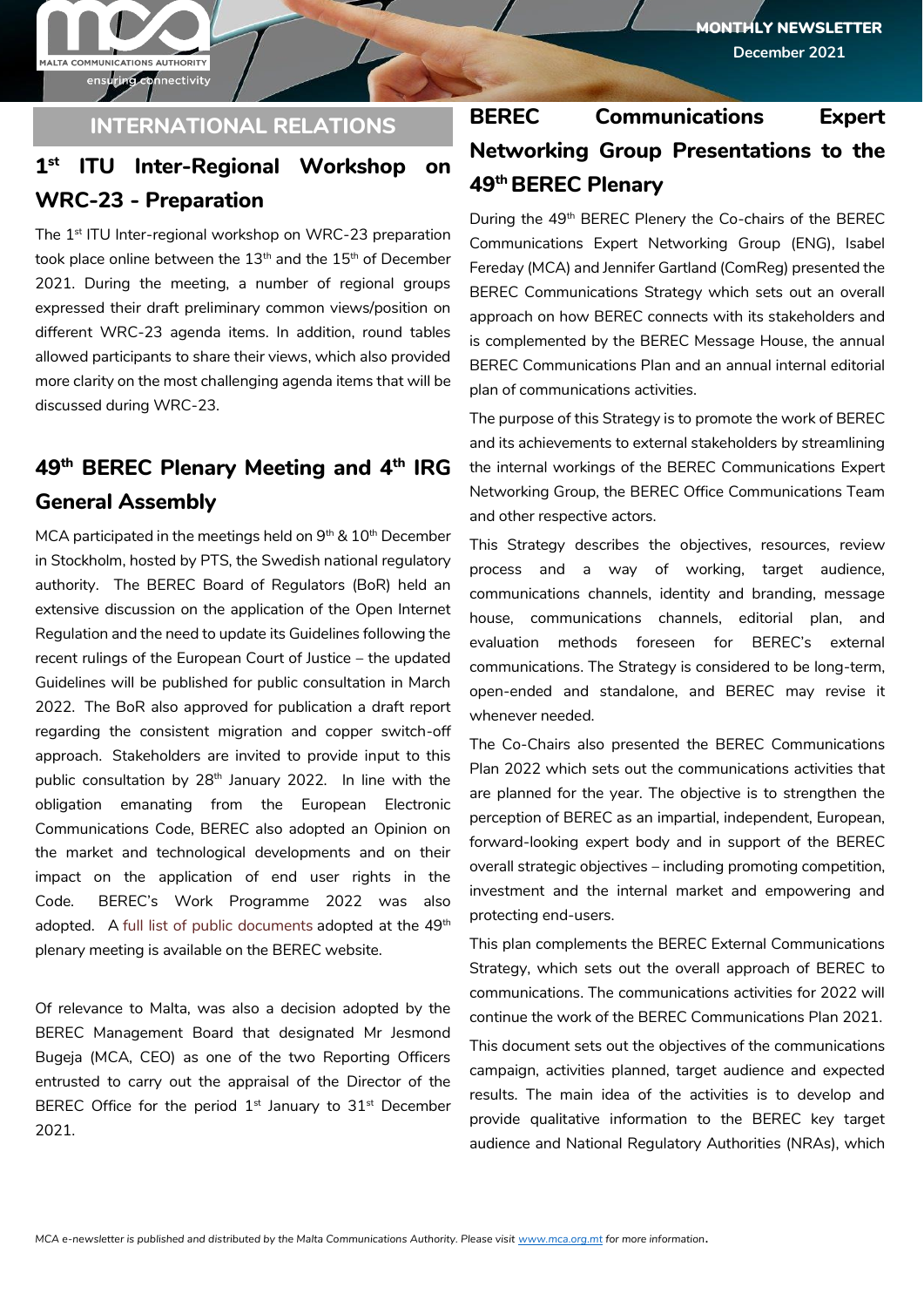# INTERNATIONAL RELATIONS

## 1st ITU Inter-Regional Workshop on WRC-23 - Preparation

The 1st ITU Inter-regional workshop on WRC-23 preparation took place online between the 13th and the 15th of December 2021. During the meeting, a number of regional groups expressed their draft preliminary common views/position on different WRC-23 agenda items. In addition, round tables allowed participants to share their views, which also provided more clarity on the most challenging agenda items that will be discussed during WRC-23.

## 49th BEREC Plenary Meeting and 4th IRG General Assembly

MCA participated in the meetings held on 9th & 10th December in Stockholm, hosted by PTS, the Swedish national regulatory authority. The BEREC Board of Regulators (BoR) held an extensive discussion on the application of the Open Internet Regulation and the need to update its Guidelines following the recent rulings of the European Court of Justice – the updated Guidelines will be published for public consultation in March 2022. The BoR also approved for publication a draft report regarding the consistent migration and copper switch-off approach. Stakeholders are invited to provide input to this public consultation by 28th January 2022. In line with the obligation emanating from the European Electronic Communications Code, BEREC also adopted an Opinion on the market and technological developments and on their impact on the application of end user rights in the Code. BEREC's Work Programme 2022 was also adopted. A full list of public documents adopted at the 49th plenary meeting is available on the BEREC website.

Of relevance to Malta, was also a decision adopted by the BEREC Management Board that designated Mr Jesmond Bugeja (MCA, CEO) as one of the two Reporting Officers entrusted to carry out the appraisal of the Director of the BEREC Office for the period 1st January to 31st December 2021.

## BEREC Communications Expert Networking Group Presentations to the 49th BEREC Plenary

During the 49th BEREC Plenery the Co-chairs of the BEREC Communications Expert Networking Group (ENG), Isabel Fereday (MCA) and Jennifer Gartland (ComReg) presented the BEREC Communications Strategy which sets out an overall approach on how BEREC connects with its stakeholders and is complemented by the BEREC Message House, the annual BEREC Communications Plan and an annual internal editorial plan of communications activities.

The purpose of this Strategy is to promote the work of BEREC and its achievements to external stakeholders by streamlining the internal workings of the BEREC Communications Expert Networking Group, the BEREC Office Communications Team and other respective actors.

This Strategy describes the objectives, resources, review process and a way of working, target audience, communications channels, identity and branding, message house, communications channels, editorial plan, and evaluation methods foreseen for BEREC's external communications. The Strategy is considered to be long-term, open-ended and standalone, and BEREC may revise it whenever needed.

The Co-Chairs also presented the BEREC Communications Plan 2022 which sets out the communications activities that are planned for the year. The objective is to strengthen the perception of BEREC as an impartial, independent, European, forward-looking expert body and in support of the BEREC overall strategic objectives – including promoting competition, investment and the internal market and empowering and protecting end-users.

This plan complements the BEREC External Communications Strategy, which sets out the overall approach of BEREC to communications. The communications activities for 2022 will continue the work of the BEREC Communications Plan 2021.

This document sets out the objectives of the communications campaign, activities planned, target audience and expected results. The main idea of the activities is to develop and provide qualitative information to the BEREC key target audience and National Regulatory Authorities (NRAs), which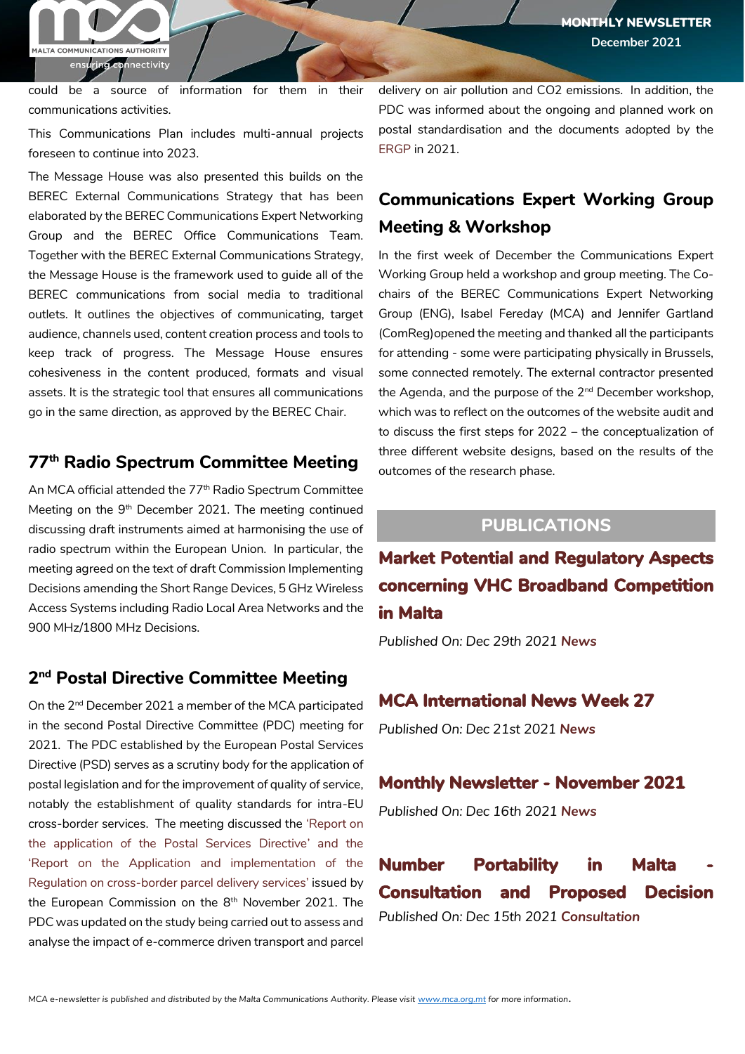could be a source of information for them in their communications activities.

This Communications Plan includes multi-annual projects foreseen to continue into 2023.

The Message House was also presented this builds on the BEREC External Communications Strategy that has been elaborated by the BEREC Communications Expert Networking Group and the BEREC Office Communications Team. Together with the BEREC External Communications Strategy, the Message House is the framework used to guide all of the BEREC communications from social media to traditional outlets. It outlines the objectives of communicating, target audience, channels used, content creation process and tools to keep track of progress. The Message House ensures cohesiveness in the content produced, formats and visual assets. It is the strategic tool that ensures all communications go in the same direction, as approved by the BEREC Chair.

## 77th Radio Spectrum Committee Meeting

An MCA official attended the 77th Radio Spectrum Committee Meeting on the 9th December 2021. The meeting continued discussing draft instruments aimed at harmonising the use of radio spectrum within the European Union. In particular, the meeting agreed on the text of draft Commission Implementing Decisions amending the Short Range Devices, 5 GHz Wireless Access Systems including Radio Local Area Networks and the 900 MHz/1800 MHz Decisions.

## 2nd Postal Directive Committee Meeting

On the 2nd December 2021 a member of the MCA participated in the second Postal Directive Committee (PDC) meeting for 2021. The PDC established by the European Postal Services Directive (PSD) serves as a scrutiny body for the application of postal legislation and for the improvement of quality of service, notably the establishment of quality standards for intra-EU cross-border services. The meeting discussed the 'Report on the application of the Postal Services Directive' and the 'Report on the Application and implementation of the Regulation on cross-border parcel delivery services' issued by the European Commission on the 8th November 2021. The PDC was updated on the study being carried out to assess and analyse the impact of e-commerce driven transport and parcel delivery on air pollution and CO2 emissions. In addition, the PDC was informed about the ongoing and planned work on postal standardisation and the documents adopted by the ERGP in 2021.

## Communications Expert Working Group Meeting & Workshop

In the first week of December the Communications Expert Working Group held a workshop and group meeting. The Co-chairs of the BEREC Communications Expert Networking Group (ENG), Isabel Fereday (MCA) and Jennifer Gartland (ComReg)opened the meeting and thanked all the participants for attending - some were participating physically in Brussels, some connected remotely. The external contractor presented the Agenda, and the purpose of the 2nd December workshop, which was to reflect on the outcomes of the website audit and to discuss the first steps for 2022 – the conceptualization of three different website designs, based on the results of the outcomes of the research phase.

## PUBLICATIONS

### Market Potential and Regulatory Aspects concerning VHC Broadband Competition in Malta

*Published On: Dec 29th 2021* **News**

### MCA International News Week 27

*Published On: Dec 21st 2021* **News**

### Monthly Newsletter - November 2021

*Published On: Dec 16th 2021* **News**

### Number Portability in Malta - Consultation and Proposed Decision

*Published On: Dec 15th 2021* **Consultation**

*MCA e-newsletter is published and distributed by the Malta Communications Authority. Please visit www.mca.org.mt for more information.*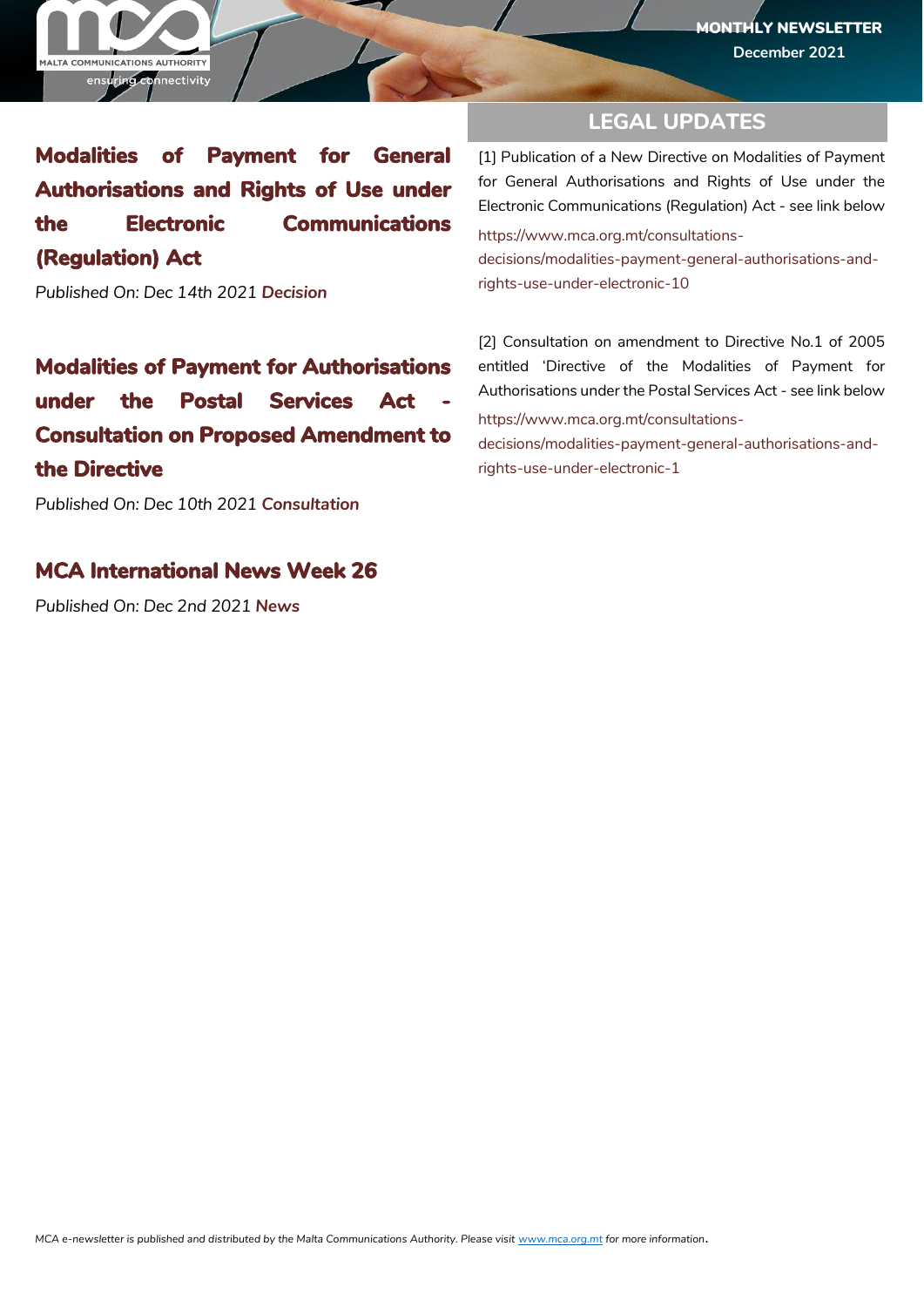## Modalities of Payment for General Authorisations and Rights of Use under the Electronic Communications (Regulation) Act

*Published On: Dec 14th 2021* ***Decision***

## Modalities of Payment for Authorisations under the Postal Services Act - Consultation on Proposed Amendment to the Directive

*Published On: Dec 10th 2021* ***Consultation***

## MCA International News Week 26

*Published On: Dec 2nd 2021* ***News***

## LEGAL UPDATES

[1] Publication of a New Directive on Modalities of Payment for General Authorisations and Rights of Use under the Electronic Communications (Regulation) Act - see link below

https://www.mca.org.mt/consultations-decisions/modalities-payment-general-authorisations-and-rights-use-under-electronic-10

[2] Consultation on amendment to Directive No.1 of 2005 entitled 'Directive of the Modalities of Payment for Authorisations under the Postal Services Act - see link below

https://www.mca.org.mt/consultations-decisions/modalities-payment-general-authorisations-and-rights-use-under-electronic-1

*MCA e-newsletter is published and distributed by the Malta Communications Authority. Please visit [www.mca.org.mt](www.mca.org.mt) for more information.*